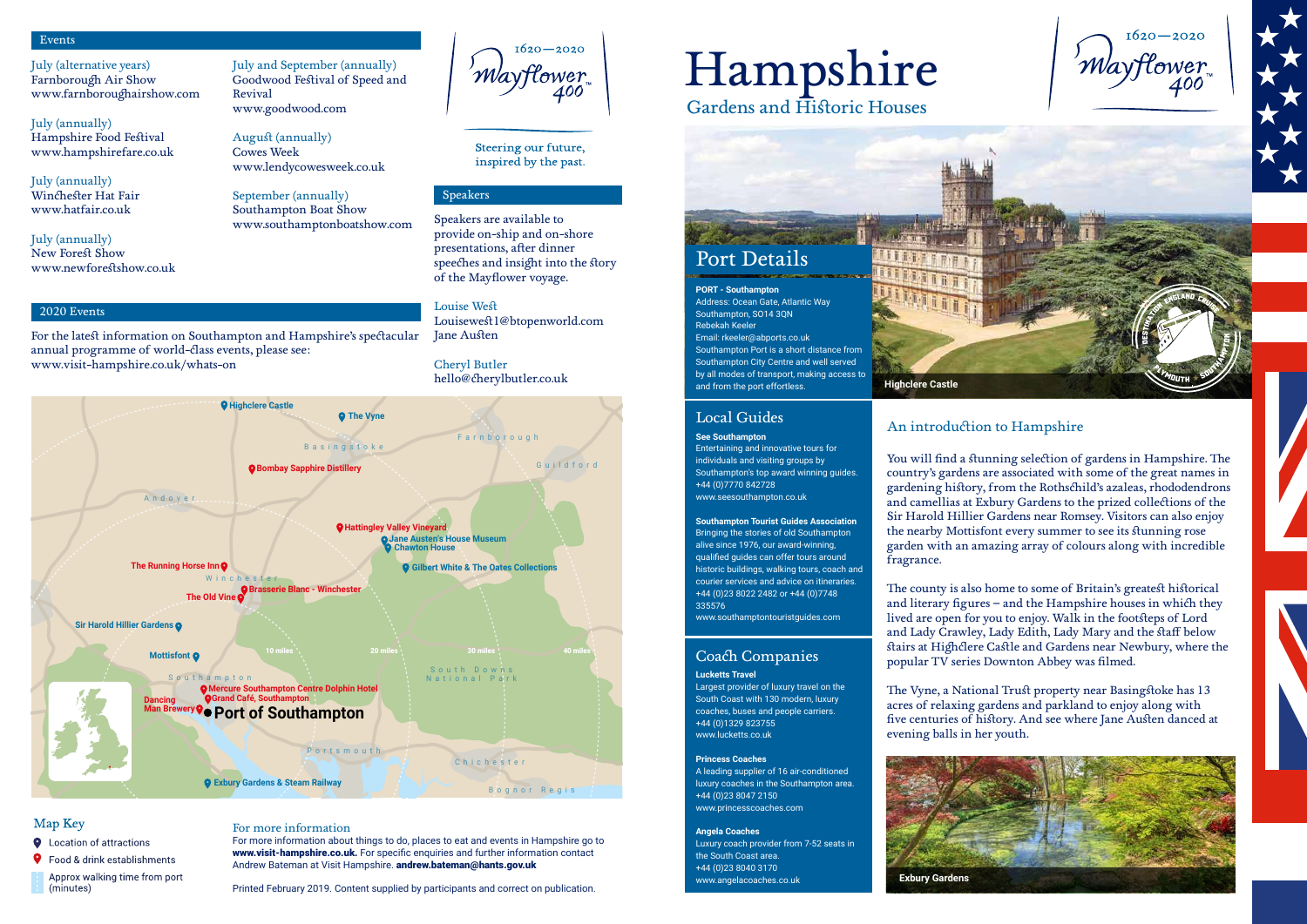# Hampshire

## Gardens and Historic Houses

1620—2020 Mayflower 400

Steering our future, inspired by the past.

## Events

July (alternative years)
Farnborough Air Show
www.farnboroughairshow.com

July (annually)
Hampshire Food Festival
www.hampshirefare.co.uk

July (annually)
Winchester Hat Fair
www.hatfair.co.uk

July (annually)
New Forest Show
www.newforestshow.co.uk

July and September (annually)
Goodwood Festival of Speed and Revival
www.goodwood.com

August (annually)
Cowes Week
www.lendycowesweek.co.uk

September (annually)
Southampton Boat Show
www.southamptonboatshow.com

## 2020 Events

For the latest information on Southampton and Hampshire's spectacular annual programme of world-class events, please see: www.visit-hampshire.co.uk/whats-on

## Speakers

Speakers are available to provide on-ship and on-shore presentations, after dinner speeches and insight into the story of the Mayflower voyage.

Louise West
Louisewest1@btopenworld.com
Jane Austen

Cheryl Butler
hello@cherylbutler.co.uk

Highclere Castle
The Vyne
Basingstoke
Farnborough
Guildford
Bombay Sapphire Distillery
Andover
Hattingley Valley Vineyard
Jane Austen's House Museum
Chawton House
The Running Horse Inn
Gilbert White & The Oates Collections
Winchester
Brasserie Blanc - Winchester
The Old Vine
Sir Harold Hillier Gardens
Mottisfont
10 miles
20 miles
30 miles
40 miles
Southampton
South Downs National Park
Mercure Southampton Centre Dolphin Hotel
Grand Café, Southampton
Dancing Man Brewery
Port of Southampton
Portsmouth
Chichester
Exbury Gardens & Steam Railway
Bognor Regis

## Map Key

- Location of attractions
- Food & drink establishments
- Approx walking time from port (minutes)

## For more information

For more information about things to do, places to eat and events in Hampshire go to **www.visit-hampshire.co.uk.** For specific enquiries and further information contact Andrew Bateman at Visit Hampshire. **andrew.bateman@hants.gov.uk**

Printed February 2019. Content supplied by participants and correct on publication.

## Port Details

**PORT - Southampton**
Address: Ocean Gate, Atlantic Way
Southampton, SO14 3QN
Rebekah Keeler
Email: rkeeler@abports.co.uk
Southampton Port is a short distance from Southampton City Centre and well served by all modes of transport, making access to and from the port effortless.

Highclere Castle

## Local Guides

**See Southampton**
Entertaining and innovative tours for individuals and visiting groups by Southampton's top award winning guides.
+44 (0)7770 842728
www.seesouthampton.co.uk

**Southampton Tourist Guides Association**
Bringing the stories of old Southampton alive since 1976, our award-winning, qualified guides can offer tours around historic buildings, walking tours, coach and courier services and advice on itineraries.
+44 (0)23 8022 2482 or +44 (0)7748 335576
www.southamptontouristguides.com

## Coach Companies

**Lucketts Travel**
Largest provider of luxury travel on the South Coast with 130 modern, luxury coaches, buses and people carriers.
+44 (0)1329 823755
www.lucketts.co.uk

**Princess Coaches**
A leading supplier of 16 air-conditioned luxury coaches in the Southampton area.
+44 (0)23 8047 2150
www.princesscoaches.com

**Angela Coaches**
Luxury coach provider from 7-52 seats in the South Coast area.
+44 (0)23 8040 3170
www.angelacoaches.co.uk

## An introduction to Hampshire

You will find a stunning selection of gardens in Hampshire. The country's gardens are associated with some of the great names in gardening history, from the Rothschild's azaleas, rhododendrons and camellias at Exbury Gardens to the prized collections of the Sir Harold Hillier Gardens near Romsey. Visitors can also enjoy the nearby Mottisfont every summer to see its stunning rose garden with an amazing array of colours along with incredible fragrance.

The county is also home to some of Britain's greatest historical and literary figures – and the Hampshire houses in which they lived are open for you to enjoy. Walk in the footsteps of Lord and Lady Crawley, Lady Edith, Lady Mary and the staff below stairs at Highclere Castle and Gardens near Newbury, where the popular TV series Downton Abbey was filmed.

The Vyne, a National Trust property near Basingstoke has 13 acres of relaxing gardens and parkland to enjoy along with five centuries of history. And see where Jane Austen danced at evening balls in her youth.

Exbury Gardens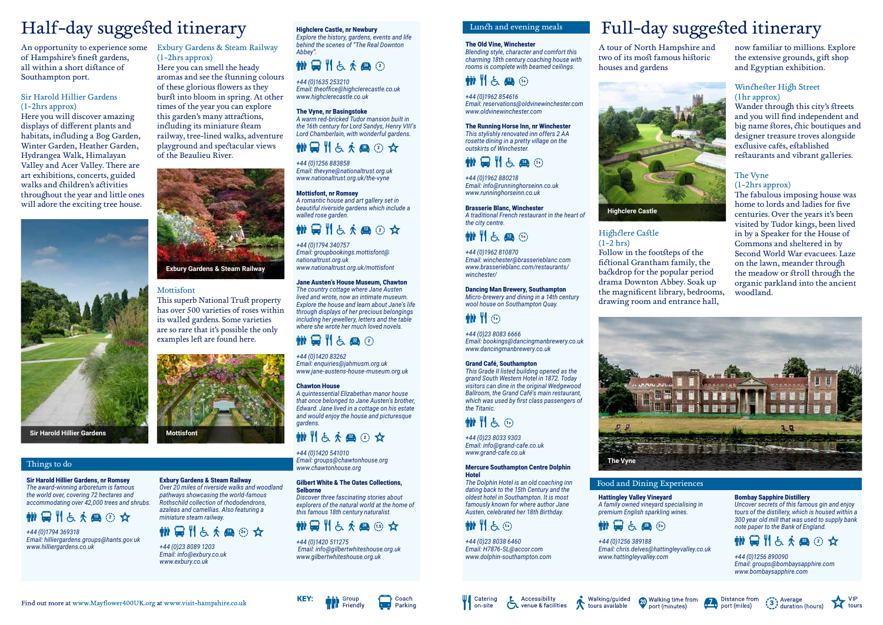# Half-day suggested itinerary

An opportunity to experience some of Hampshire's finest gardens, all within a short distance of Southampton port.

### Sir Harold Hillier Gardens
(1-2hrs approx)

Here you will discover amazing displays of different plants and habitats, including a Bog Garden, Winter Garden, Heather Garden, Hydrangea Walk, Himalayan Valley and Acer Valley. There are art exhibitions, concerts, guided walks and children's activities throughout the year and little ones will adore the exciting tree house.

Sir Harold Hillier Gardens

### Exbury Gardens & Steam Railway
(1-2hrs approx)

Here you can smell the heady aromas and see the stunning colours of these glorious flowers as they burst into bloom in spring. At other times of the year you can explore this garden's many attractions, including its miniature steam railway, tree-lined walks, adventure playground and spectacular views of the Beaulieu River.

Exbury Gardens & Steam Railway

### Mottisfont

This superb National Trust property has over 500 varieties of roses within its walled gardens. Some varieties are so rare that it's possible the only examples left are found here.

Mottisfont

## Things to do

**Sir Harold Hillier Gardens, nr Romsey**
*The award-winning arboretum is famous the world over, covering 72 hectares and accommodating over 42,000 trees and shrubs.*

+44 (0)1794 369318
Email: hilliergardens.groups@hants.gov.uk
www.hilliergardens.co.uk

**Exbury Gardens & Steam Railway**
*Over 20 miles of riverside walks and woodland pathways showcasing the world-famous Rothschild collection of rhododendrons, azaleas and camellias. Also featuring a miniature steam railway.*

+44 (0)23 8089 1203
Email: info@exbury.co.uk
www.exbury.co.uk

**Highclere Castle, nr Newbury**
*Explore the history, gardens, events and life behind the scenes of "The Real Downton Abbey".*

+44 (0)1635 253210
Email: theoffice@highclerecastle.co.uk
www.highclerecastle.co.uk

**The Vyne, nr Basingstoke**
*A warm red-bricked Tudor mansion built in the 16th century for Lord Sandys, Henry VIII's Lord Chamberlain, with wonderful gardens.*

+44 (0)1256 883858
Email: thevyne@nationaltrust.org.uk
www.nationaltrust.org.uk/the-vyne

**Mottisfont, nr Romsey**
*A romantic house and art gallery set in beautiful riverside gardens which include a walled rose garden.*

+44 (0)1794 340757
Email: groupbookings.mottisfont@nationaltrust.org.uk
www.nationaltrust.org.uk/mottisfont

**Jane Austen's House Museum, Chawton**
*The country cottage where Jane Austen lived and wrote, now an intimate museum. Explore the house and learn about Jane's life through displays of her precious belongings including her jewellery, letters and the table where she wrote her much loved novels.*

+44 (0)1420 83262
Email: enquiries@jahmusm.org.uk
www.jane-austens-house-museum.org.uk

**Chawton House**
*A quintessential Elizabethan manor house that once belonged to Jane Austen's brother, Edward. Jane lived in a cottage on his estate and would enjoy the house and picturesque gardens.*

+44 (0)1420 541010
Email: groups@chawtonhouse.org
www.chawtonhouse.org

**Gilbert White & The Oates Collections, Selborne**
*Discover three fascinating stories about explorers of the natural world at the home of this famous 18th century naturalist.*

+44 (0)1420 511275
Email: info@gilbertwhiteshouse.org.uk
www.gilbertwhiteshouse.org.uk

## Lunch and evening meals

**The Old Vine, Winchester**
*Blending style, character and comfort this charming 18th century coaching house with rooms is complete with beamed ceilings.*

+44 (0)1962 854616
Email: reservations@oldvinewinchester.com
www.oldvinewinchester.com

**The Running Horse Inn, nr Winchester**
*This stylishly renovated inn offers 2 AA rosette dining in a pretty village on the outskirts of Winchester.*

+44 (0)1962 880218
Email: info@runninghorseinn.co.uk
www.runninghorseinn.co.uk

**Brasserie Blanc, Winchester**
*A traditional French restaurant in the heart of the city centre.*

+44 (0)1962 810870
Email: winchester@brasserieblanc.com
www.brasserieblanc.com/restaurants/winchester/

**Dancing Man Brewery, Southampton**
*Micro-brewery and dining in a 14th century wool house on Southampton Quay.*

+44 (0)23 8083 6666
Email: bookings@dancingmanbrewery.co.uk
www.dancingmanbrewery.co.uk

**Grand Café, Southampton**
*This Grade II listed building opened as the grand South Western Hotel in 1872. Today visitors can dine in the original Wedgewood Ballroom, the Grand Café's main restaurant, which was used by first class passengers of the Titanic.*

+44 (0)23 8033 9303
Email: info@grand-cafe.co.uk
www.grand-cafe.co.uk

**Mercure Southampton Centre Dolphin Hotel**
*The Dolphin Hotel is an old coaching inn dating back to the 15th Century and the oldest hotel in Southampton. It is most famously known for where author Jane Austen, celebrated her 18th Birthday.*

+44 (0)23 8038 6460
Email: H7876-SL@accor.com
www.dolphin-southampton.com

# Full-day suggested itinerary

A tour of North Hampshire and two of its most famous historic houses and gardens

Highclere Castle

### Highclere Castle
(1-2 hrs)

Follow in the footsteps of the fictional Grantham family, the backdrop for the popular period drama Downton Abbey. Soak up the magnificent library, bedrooms, drawing room and entrance hall, now familiar to millions. Explore the extensive grounds, gift shop and Egyptian exhibition.

### Winchester High Street
(1hr approx)

Wander through this city's streets and you will find independent and big name stores, chic boutiques and designer treasure troves alongside exclusive cafés, established restaurants and vibrant galleries.

### The Vyne
(1-2hrs approx)

The fabulous imposing house was home to lords and ladies for five centuries. Over the years it's been visited by Tudor kings, been lived in by a Speaker for the House of Commons and sheltered in by Second World War evacuees. Laze on the lawn, meander through the meadow or stroll through the organic parkland into the ancient woodland.

The Vyne

## Food and Dining Experiences

**Hattingley Valley Vineyard**
*A family owned vineyard specialising in premium English sparkling wines.*

+44 (0)1256 389188
Email: chris.delves@hattingleyvalley.co.uk
www.hattingleyvalley.com

**Bombay Sapphire Distillery**
*Uncover secrets of this famous gin and enjoy tours of the distillery, which is housed within a 300 year old mill that was used to supply bank note paper to the Bank of England.*

+44 (0)1256 890090
Email: groups@bombaysapphire.com
www.bombaysapphire.com

Find out more at www.Mayflower400UK.org at www.visit-hampshire.co.uk

**KEY:** Group Friendly · Coach Parking · Catering on-site · Accessibility venue & facilities · Walking/guided tours available · Walking time from port (minutes) · Distance from port (miles) · Average duration (hours) · VIP tours